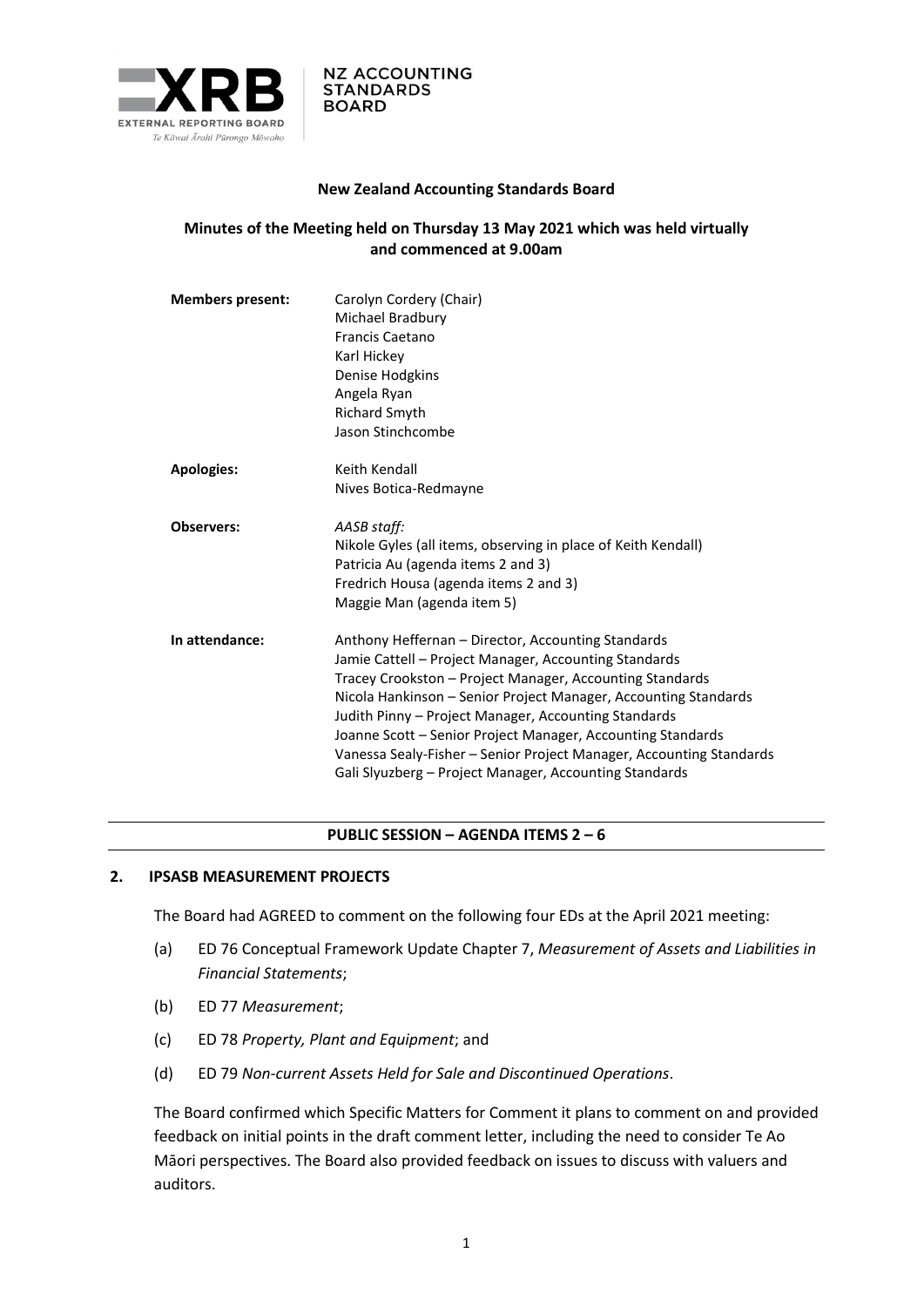XRB EXTERNAL REPORTING BOARD
Te Kāwai Ārahi Pūrongo Mōwaho

NZ ACCOUNTING STANDARDS BOARD

**New Zealand Accounting Standards Board**

**Minutes of the Meeting held on Thursday 13 May 2021 which was held virtually and commenced at 9.00am**

| | |
|---|---|
| **Members present:** | Carolyn Cordery (Chair)<br>Michael Bradbury<br>Francis Caetano<br>Karl Hickey<br>Denise Hodgkins<br>Angela Ryan<br>Richard Smyth<br>Jason Stinchcombe |
| **Apologies:** | Keith Kendall<br>Nives Botica-Redmayne |
| **Observers:** | *AASB staff:*<br>Nikole Gyles (all items, observing in place of Keith Kendall)<br>Patricia Au (agenda items 2 and 3)<br>Fredrich Housa (agenda items 2 and 3)<br>Maggie Man (agenda item 5) |
| **In attendance:** | Anthony Heffernan – Director, Accounting Standards<br>Jamie Cattell – Project Manager, Accounting Standards<br>Tracey Crookston – Project Manager, Accounting Standards<br>Nicola Hankinson – Senior Project Manager, Accounting Standards<br>Judith Pinny – Project Manager, Accounting Standards<br>Joanne Scott – Senior Project Manager, Accounting Standards<br>Vanessa Sealy-Fisher – Senior Project Manager, Accounting Standards<br>Gali Slyuzberg – Project Manager, Accounting Standards |

**PUBLIC SESSION – AGENDA ITEMS 2 – 6**

## 2. IPSASB MEASUREMENT PROJECTS

The Board had AGREED to comment on the following four EDs at the April 2021 meeting:

(a) ED 76 Conceptual Framework Update Chapter 7, *Measurement of Assets and Liabilities in Financial Statements*;

(b) ED 77 *Measurement*;

(c) ED 78 *Property, Plant and Equipment*; and

(d) ED 79 *Non-current Assets Held for Sale and Discontinued Operations*.

The Board confirmed which Specific Matters for Comment it plans to comment on and provided feedback on initial points in the draft comment letter, including the need to consider Te Ao Māori perspectives. The Board also provided feedback on issues to discuss with valuers and auditors.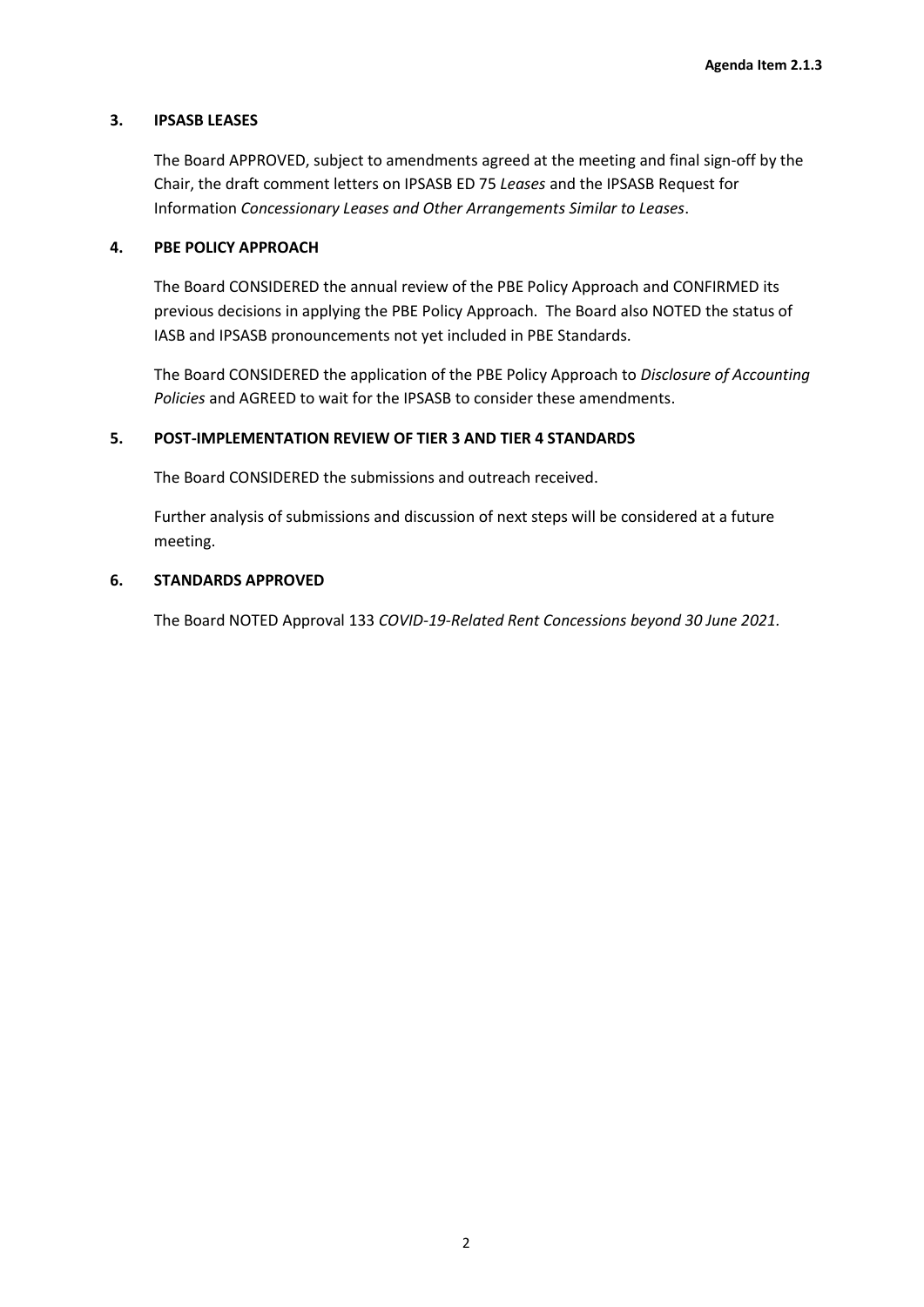Agenda Item 2.1.3

## 3. IPSASB LEASES

The Board APPROVED, subject to amendments agreed at the meeting and final sign-off by the Chair, the draft comment letters on IPSASB ED 75 *Leases* and the IPSASB Request for Information *Concessionary Leases and Other Arrangements Similar to Leases*.

## 4. PBE POLICY APPROACH

The Board CONSIDERED the annual review of the PBE Policy Approach and CONFIRMED its previous decisions in applying the PBE Policy Approach. The Board also NOTED the status of IASB and IPSASB pronouncements not yet included in PBE Standards.

The Board CONSIDERED the application of the PBE Policy Approach to *Disclosure of Accounting Policies* and AGREED to wait for the IPSASB to consider these amendments.

## 5. POST-IMPLEMENTATION REVIEW OF TIER 3 AND TIER 4 STANDARDS

The Board CONSIDERED the submissions and outreach received.

Further analysis of submissions and discussion of next steps will be considered at a future meeting.

## 6. STANDARDS APPROVED

The Board NOTED Approval 133 *COVID-19-Related Rent Concessions beyond 30 June 2021.*